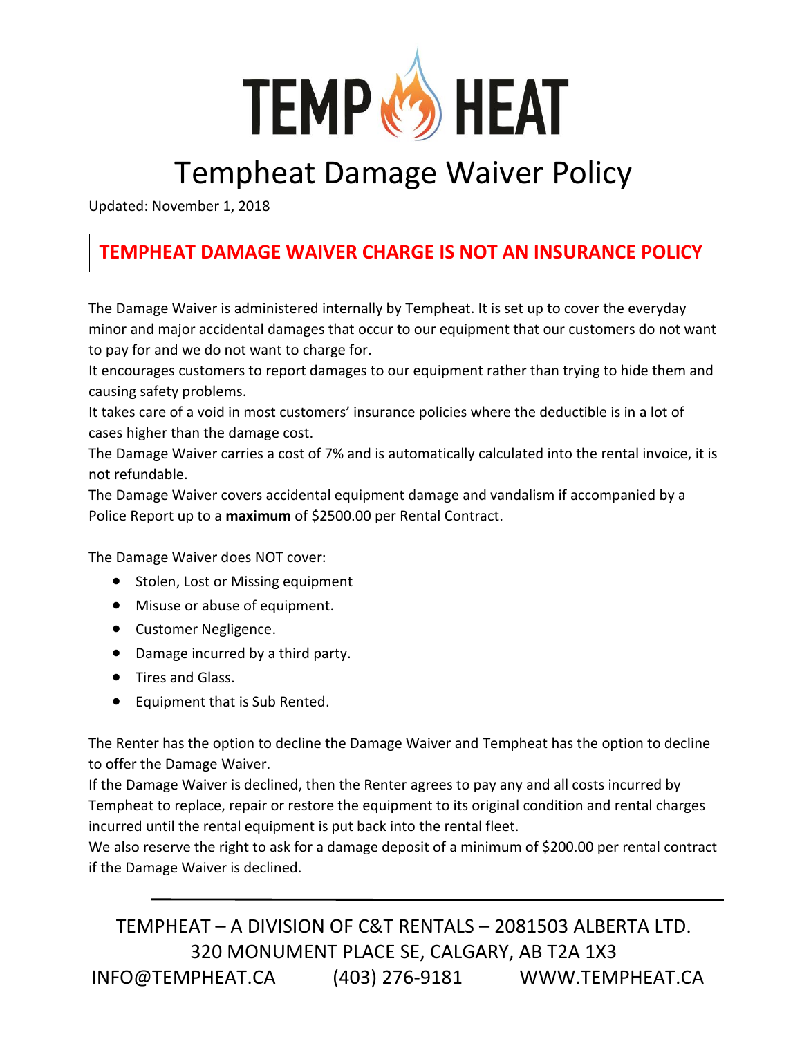# TEMP HEAT

# Tempheat Damage Waiver Policy

Updated: November 1, 2018

**TEMPHEAT DAMAGE WAIVER CHARGE IS NOT AN INSURANCE POLICY**

The Damage Waiver is administered internally by Tempheat. It is set up to cover the everyday minor and major accidental damages that occur to our equipment that our customers do not want to pay for and we do not want to charge for.

It encourages customers to report damages to our equipment rather than trying to hide them and causing safety problems.

It takes care of a void in most customers' insurance policies where the deductible is in a lot of cases higher than the damage cost.

The Damage Waiver carries a cost of 7% and is automatically calculated into the rental invoice, it is not refundable.

The Damage Waiver covers accidental equipment damage and vandalism if accompanied by a Police Report up to a **maximum** of $2500.00 per Rental Contract.

The Damage Waiver does NOT cover:

- Stolen, Lost or Missing equipment
- Misuse or abuse of equipment.
- Customer Negligence.
- Damage incurred by a third party.
- Tires and Glass.
- Equipment that is Sub Rented.

The Renter has the option to decline the Damage Waiver and Tempheat has the option to decline to offer the Damage Waiver.

If the Damage Waiver is declined, then the Renter agrees to pay any and all costs incurred by Tempheat to replace, repair or restore the equipment to its original condition and rental charges incurred until the rental equipment is put back into the rental fleet.

We also reserve the right to ask for a damage deposit of a minimum of $200.00 per rental contract if the Damage Waiver is declined.

---

TEMPHEAT – A DIVISION OF C&T RENTALS – 2081503 ALBERTA LTD.
320 MONUMENT PLACE SE, CALGARY, AB T2A 1X3
INFO@TEMPHEAT.CA (403) 276-9181 WWW.TEMPHEAT.CA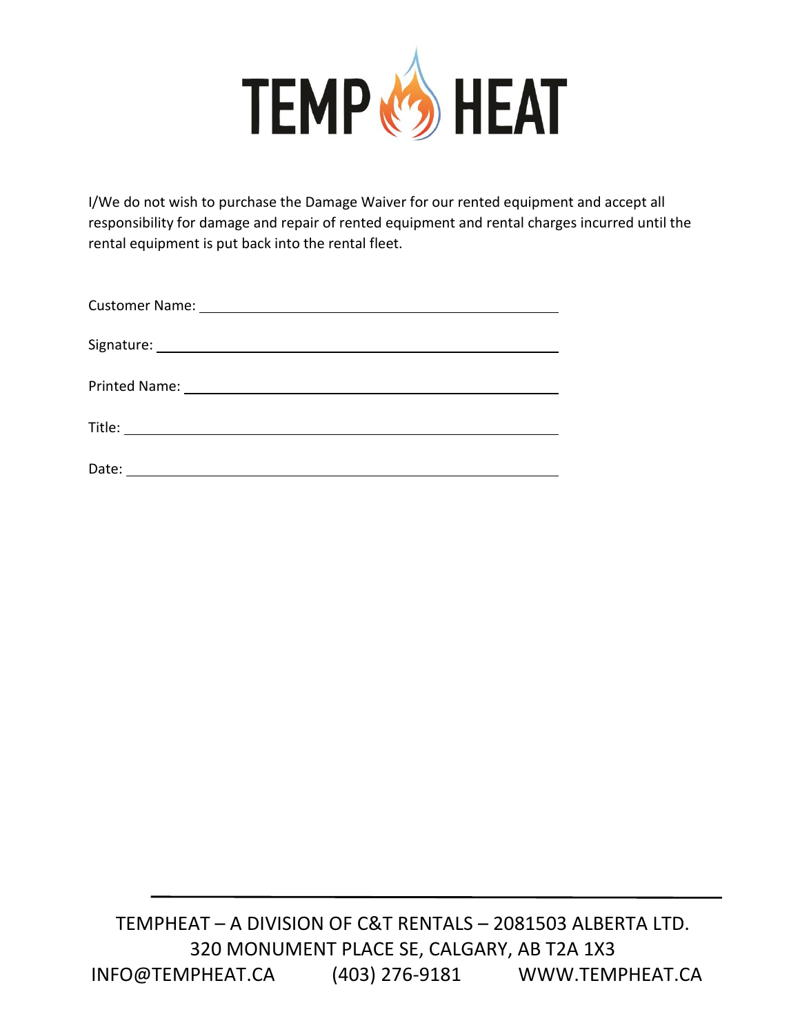# TEMP HEAT

I/We do not wish to purchase the Damage Waiver for our rented equipment and accept all responsibility for damage and repair of rented equipment and rental charges incurred until the rental equipment is put back into the rental fleet.

Customer Name: ____________________________________________

Signature: ____________________________________________

Printed Name: ____________________________________________

Title: ____________________________________________

Date: ____________________________________________

TEMPHEAT – A DIVISION OF C&T RENTALS – 2081503 ALBERTA LTD.
320 MONUMENT PLACE SE, CALGARY, AB T2A 1X3
INFO@TEMPHEAT.CA (403) 276-9181 WWW.TEMPHEAT.CA